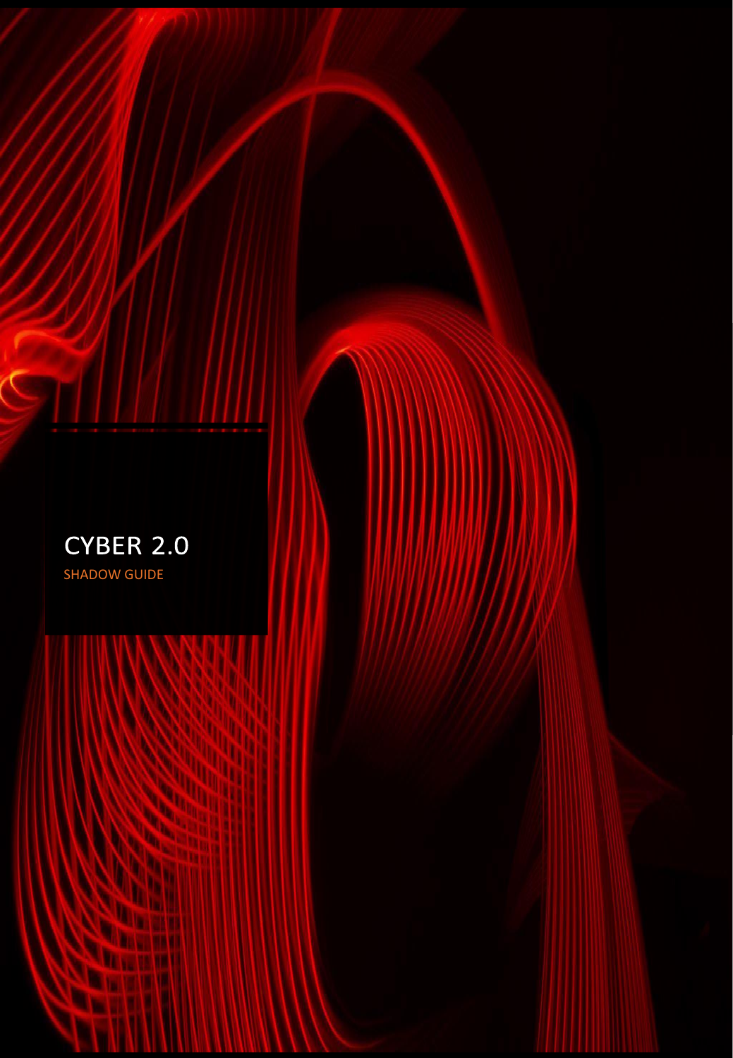# CYBER 2.0

SHADOW GUIDE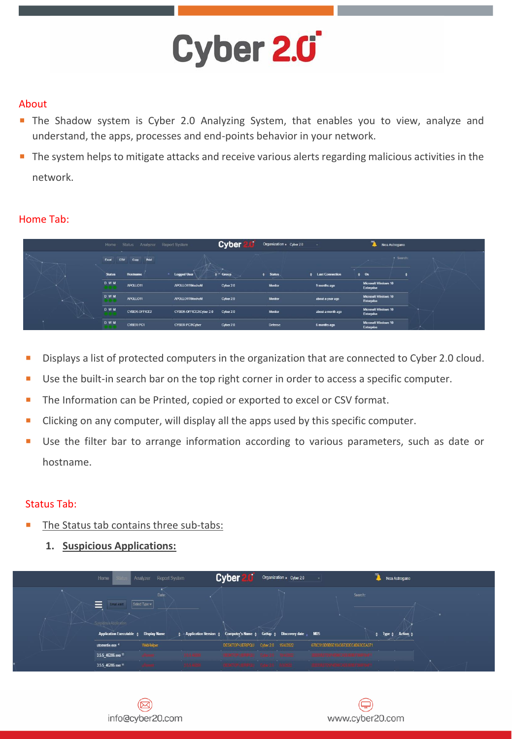# Cyber 2.0

## About

- The Shadow system is Cyber 2.0 Analyzing System, that enables you to view, analyze and understand, the apps, processes and end-points behavior in your network.
- The system helps to mitigate attacks and receive various alerts regarding malicious activities in the network.

## Home Tab:

- Displays a list of protected computers in the organization that are connected to Cyber 2.0 cloud.
- Use the built-in search bar on the top right corner in order to access a specific computer.
- The Information can be Printed, copied or exported to excel or CSV format.
- Clicking on any computer, will display all the apps used by this specific computer.
- Use the filter bar to arrange information according to various parameters, such as date or hostname.

## Status Tab:

- <u>The Status tab contains three sub-tabs:</u>

   1. **<u>Suspicious Applications:</u>**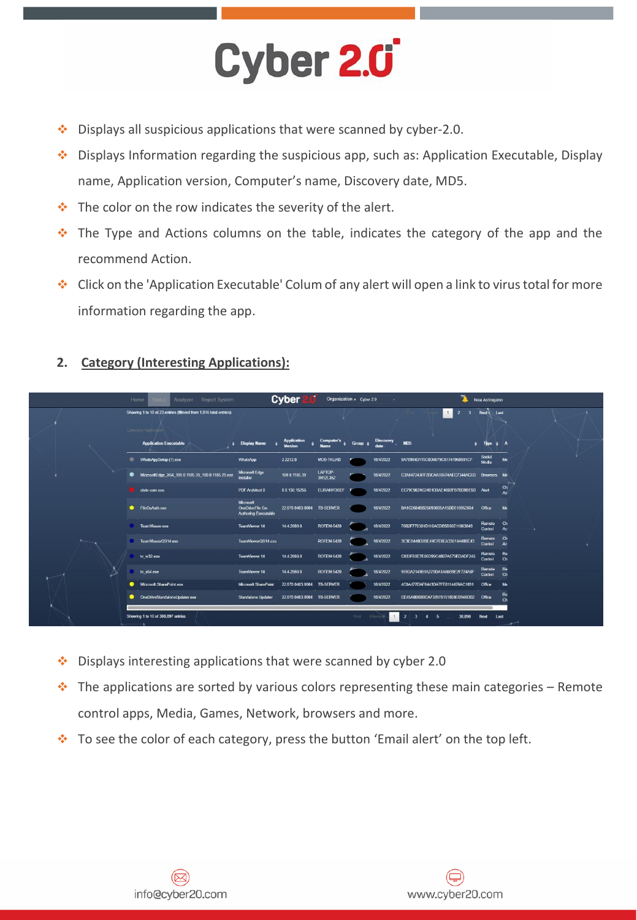- Displays all suspicious applications that were scanned by cyber-2.0.
- Displays Information regarding the suspicious app, such as: Application Executable, Display name, Application version, Computer's name, Discovery date, MD5.
- The color on the row indicates the severity of the alert.
- The Type and Actions columns on the table, indicates the category of the app and the recommend Action.
- Click on the 'Application Executable' Colum of any alert will open a link to virus total for more information regarding the app.

## 2. Category (Interesting Applications):

- Displays interesting applications that were scanned by cyber 2.0
- The applications are sorted by various colors representing these main categories – Remote control apps, Media, Games, Network, browsers and more.
- To see the color of each category, press the button 'Email alert' on the top left.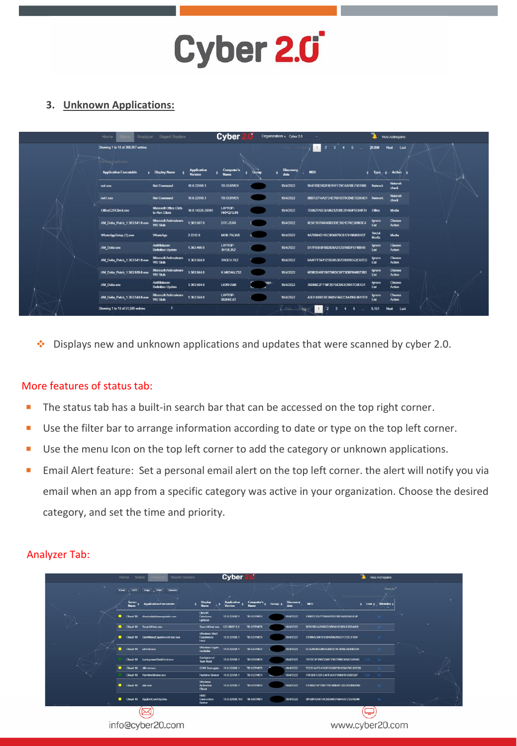## 3. Unknown Applications:

- Displays new and unknown applications and updates that were scanned by cyber 2.0.

### More features of status tab:

- The status tab has a built-in search bar that can be accessed on the top right corner.
- Use the filter bar to arrange information according to date or type on the top left corner.
- Use the menu Icon on the top left corner to add the category or unknown applications.
- Email Alert feature: Set a personal email alert on the top left corner. the alert will notify you via email when an app from a specific category was active in your organization. Choose the desired category, and set the time and priority.

### Analyzer Tab: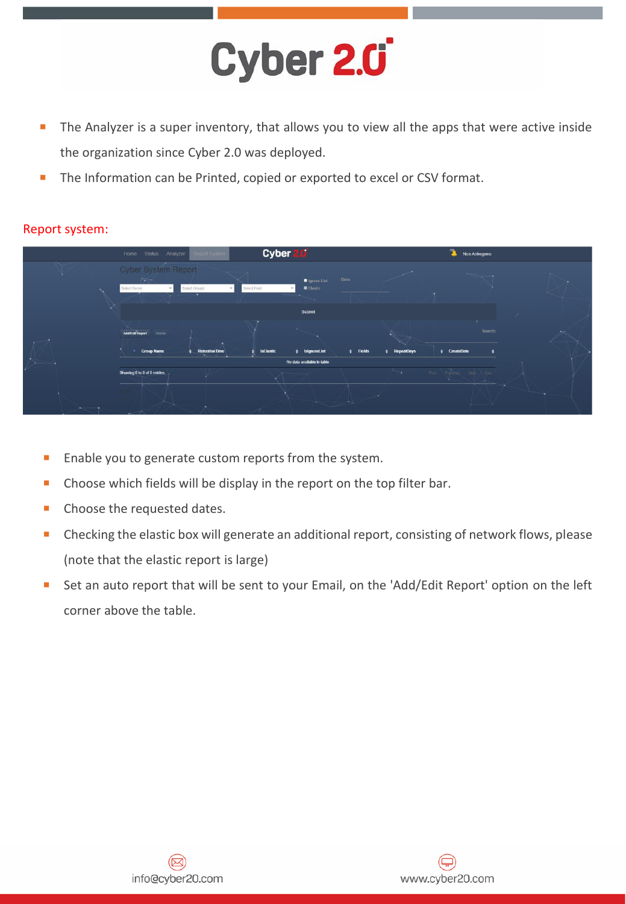- The Analyzer is a super inventory, that allows you to view all the apps that were active inside the organization since Cyber 2.0 was deployed.
- The Information can be Printed, copied or exported to excel or CSV format.

## Report system:

- Enable you to generate custom reports from the system.
- Choose which fields will be display in the report on the top filter bar.
- Choose the requested dates.
- Checking the elastic box will generate an additional report, consisting of network flows, please (note that the elastic report is large)
- Set an auto report that will be sent to your Email, on the 'Add/Edit Report' option on the left corner above the table.

info@cyber20.com

www.cyber20.com